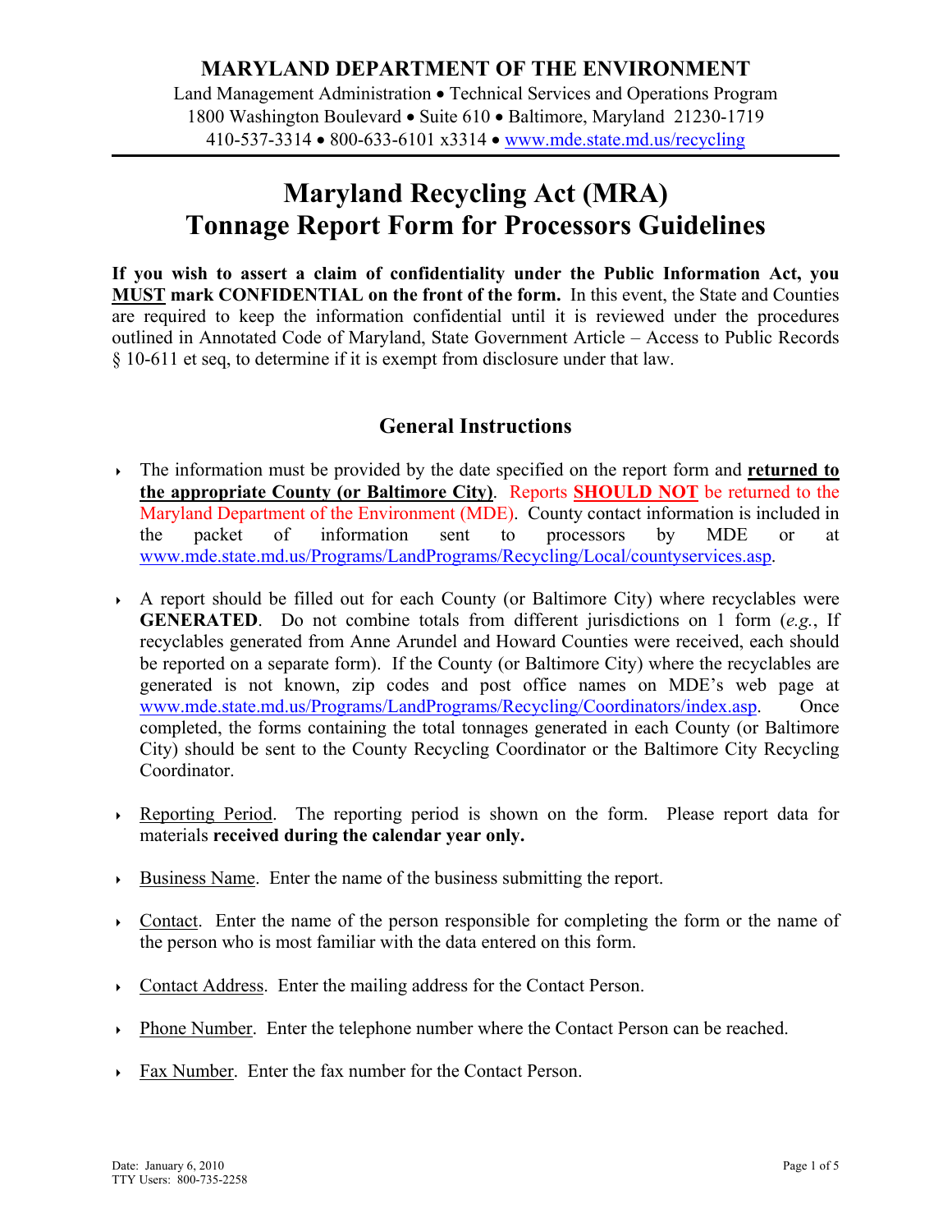**MARYLAND DEPARTMENT OF THE ENVIRONMENT**

Land Management Administration • Technical Services and Operations Program
1800 Washington Boulevard • Suite 610 • Baltimore, Maryland 21230-1719
410-537-3314 • 800-633-6101 x3314 • www.mde.state.md.us/recycling

# Maryland Recycling Act (MRA) Tonnage Report Form for Processors Guidelines

**If you wish to assert a claim of confidentiality under the Public Information Act, you MUST mark CONFIDENTIAL on the front of the form.** In this event, the State and Counties are required to keep the information confidential until it is reviewed under the procedures outlined in Annotated Code of Maryland, State Government Article – Access to Public Records § 10-611 et seq, to determine if it is exempt from disclosure under that law.

## General Instructions

- The information must be provided by the date specified on the report form and **returned to the appropriate County (or Baltimore City)**. Reports **SHOULD NOT** be returned to the Maryland Department of the Environment (MDE). County contact information is included in the packet of information sent to processors by MDE or at www.mde.state.md.us/Programs/LandPrograms/Recycling/Local/countyservices.asp.

- A report should be filled out for each County (or Baltimore City) where recyclables were **GENERATED**. Do not combine totals from different jurisdictions on 1 form (*e.g.*, If recyclables generated from Anne Arundel and Howard Counties were received, each should be reported on a separate form). If the County (or Baltimore City) where the recyclables are generated is not known, zip codes and post office names on MDE's web page at www.mde.state.md.us/Programs/LandPrograms/Recycling/Coordinators/index.asp. Once completed, the forms containing the total tonnages generated in each County (or Baltimore City) should be sent to the County Recycling Coordinator or the Baltimore City Recycling Coordinator.

- Reporting Period. The reporting period is shown on the form. Please report data for materials **received during the calendar year only.**

- Business Name. Enter the name of the business submitting the report.

- Contact. Enter the name of the person responsible for completing the form or the name of the person who is most familiar with the data entered on this form.

- Contact Address. Enter the mailing address for the Contact Person.

- Phone Number. Enter the telephone number where the Contact Person can be reached.

- Fax Number. Enter the fax number for the Contact Person.

Date: January 6, 2010
TTY Users: 800-735-2258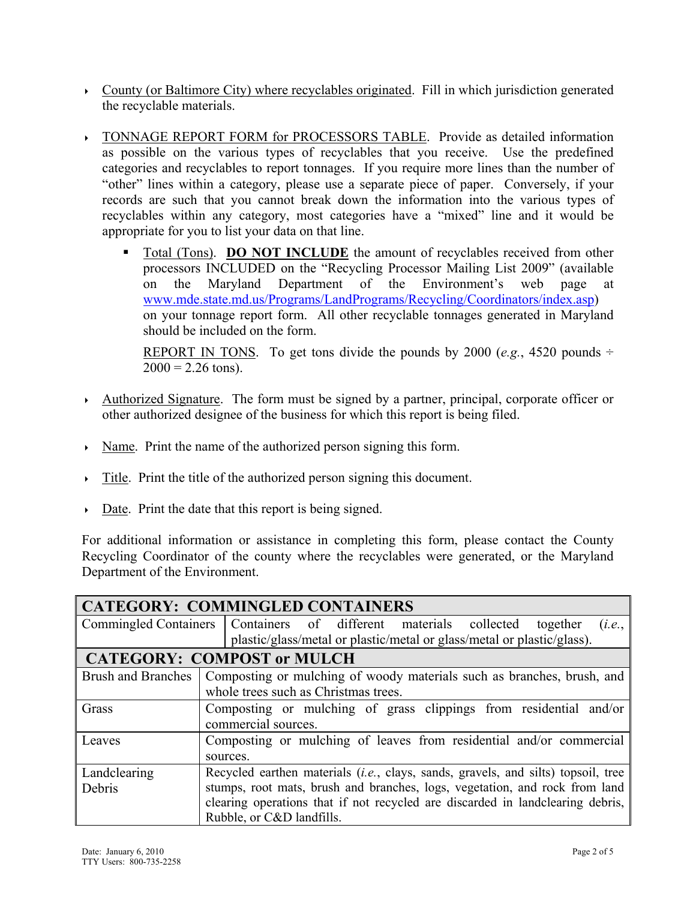- <u>County (or Baltimore City) where recyclables originated</u>. Fill in which jurisdiction generated the recyclable materials.

- <u>TONNAGE REPORT FORM for PROCESSORS TABLE</u>. Provide as detailed information as possible on the various types of recyclables that you receive. Use the predefined categories and recyclables to report tonnages. If you require more lines than the number of "other" lines within a category, please use a separate piece of paper. Conversely, if your records are such that you cannot break down the information into the various types of recyclables within any category, most categories have a "mixed" line and it would be appropriate for you to list your data on that line.

  - <u>Total (Tons)</u>. **<u>DO NOT INCLUDE</u>** the amount of recyclables received from other processors INCLUDED on the "Recycling Processor Mailing List 2009" (available on the Maryland Department of the Environment's web page at [www.mde.state.md.us/Programs/LandPrograms/Recycling/Coordinators/index.asp](www.mde.state.md.us/Programs/LandPrograms/Recycling/Coordinators/index.asp)) on your tonnage report form. All other recyclable tonnages generated in Maryland should be included on the form.

    <u>REPORT IN TONS</u>. To get tons divide the pounds by 2000 (*e.g.*, 4520 pounds ÷ 2000 = 2.26 tons).

- <u>Authorized Signature</u>. The form must be signed by a partner, principal, corporate officer or other authorized designee of the business for which this report is being filed.

- <u>Name</u>. Print the name of the authorized person signing this form.

- <u>Title</u>. Print the title of the authorized person signing this document.

- <u>Date</u>. Print the date that this report is being signed.

For additional information or assistance in completing this form, please contact the County Recycling Coordinator of the county where the recyclables were generated, or the Maryland Department of the Environment.

| **CATEGORY: COMMINGLED CONTAINERS** | |
|---|---|
| Commingled Containers | Containers of different materials collected together (*i.e.*, plastic/glass/metal or plastic/metal or glass/metal or plastic/glass). |
| **CATEGORY: COMPOST or MULCH** | |
| Brush and Branches | Composting or mulching of woody materials such as branches, brush, and whole trees such as Christmas trees. |
| Grass | Composting or mulching of grass clippings from residential and/or commercial sources. |
| Leaves | Composting or mulching of leaves from residential and/or commercial sources. |
| Landclearing Debris | Recycled earthen materials (*i.e.*, clays, sands, gravels, and silts) topsoil, tree stumps, root mats, brush and branches, logs, vegetation, and rock from land clearing operations that if not recycled are discarded in landclearing debris, Rubble, or C&D landfills. |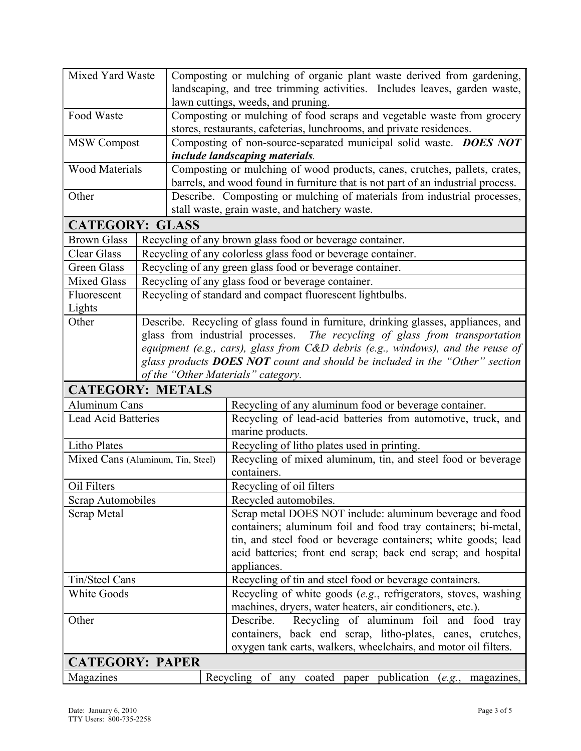| | |
|---|---|
| Mixed Yard Waste | Composting or mulching of organic plant waste derived from gardening, landscaping, and tree trimming activities. Includes leaves, garden waste, lawn cuttings, weeds, and pruning. |
| Food Waste | Composting or mulching of food scraps and vegetable waste from grocery stores, restaurants, cafeterias, lunchrooms, and private residences. |
| MSW Compost | Composting of non-source-separated municipal solid waste. ***DOES NOT include landscaping materials*.** |
| Wood Materials | Composting or mulching of wood products, canes, crutches, pallets, crates, barrels, and wood found in furniture that is not part of an industrial process. |
| Other | Describe. Composting or mulching of materials from industrial processes, stall waste, grain waste, and hatchery waste. |

## CATEGORY: GLASS

| | |
|---|---|
| Brown Glass | Recycling of any brown glass food or beverage container. |
| Clear Glass | Recycling of any colorless glass food or beverage container. |
| Green Glass | Recycling of any green glass food or beverage container. |
| Mixed Glass | Recycling of any glass food or beverage container. |
| Fluorescent Lights | Recycling of standard and compact fluorescent lightbulbs. |
| Other | Describe. Recycling of glass found in furniture, drinking glasses, appliances, and glass from industrial processes. *The recycling of glass from transportation equipment (e.g., cars), glass from C&D debris (e.g., windows), and the reuse of glass products **DOES NOT** count and should be included in the "Other" section of the "Other Materials" category.* |

## CATEGORY: METALS

| | |
|---|---|
| Aluminum Cans | Recycling of any aluminum food or beverage container. |
| Lead Acid Batteries | Recycling of lead-acid batteries from automotive, truck, and marine products. |
| Litho Plates | Recycling of litho plates used in printing. |
| Mixed Cans (Aluminum, Tin, Steel) | Recycling of mixed aluminum, tin, and steel food or beverage containers. |
| Oil Filters | Recycling of oil filters |
| Scrap Automobiles | Recycled automobiles. |
| Scrap Metal | Scrap metal DOES NOT include: aluminum beverage and food containers; aluminum foil and food tray containers; bi-metal, tin, and steel food or beverage containers; white goods; lead acid batteries; front end scrap; back end scrap; and hospital appliances. |
| Tin/Steel Cans | Recycling of tin and steel food or beverage containers. |
| White Goods | Recycling of white goods (*e.g.*, refrigerators, stoves, washing machines, dryers, water heaters, air conditioners, etc.). |
| Other | Describe. Recycling of aluminum foil and food tray containers, back end scrap, litho-plates, canes, crutches, oxygen tank carts, walkers, wheelchairs, and motor oil filters. |

## CATEGORY: PAPER

| | |
|---|---|
| Magazines | Recycling of any coated paper publication (*e.g.*, magazines, |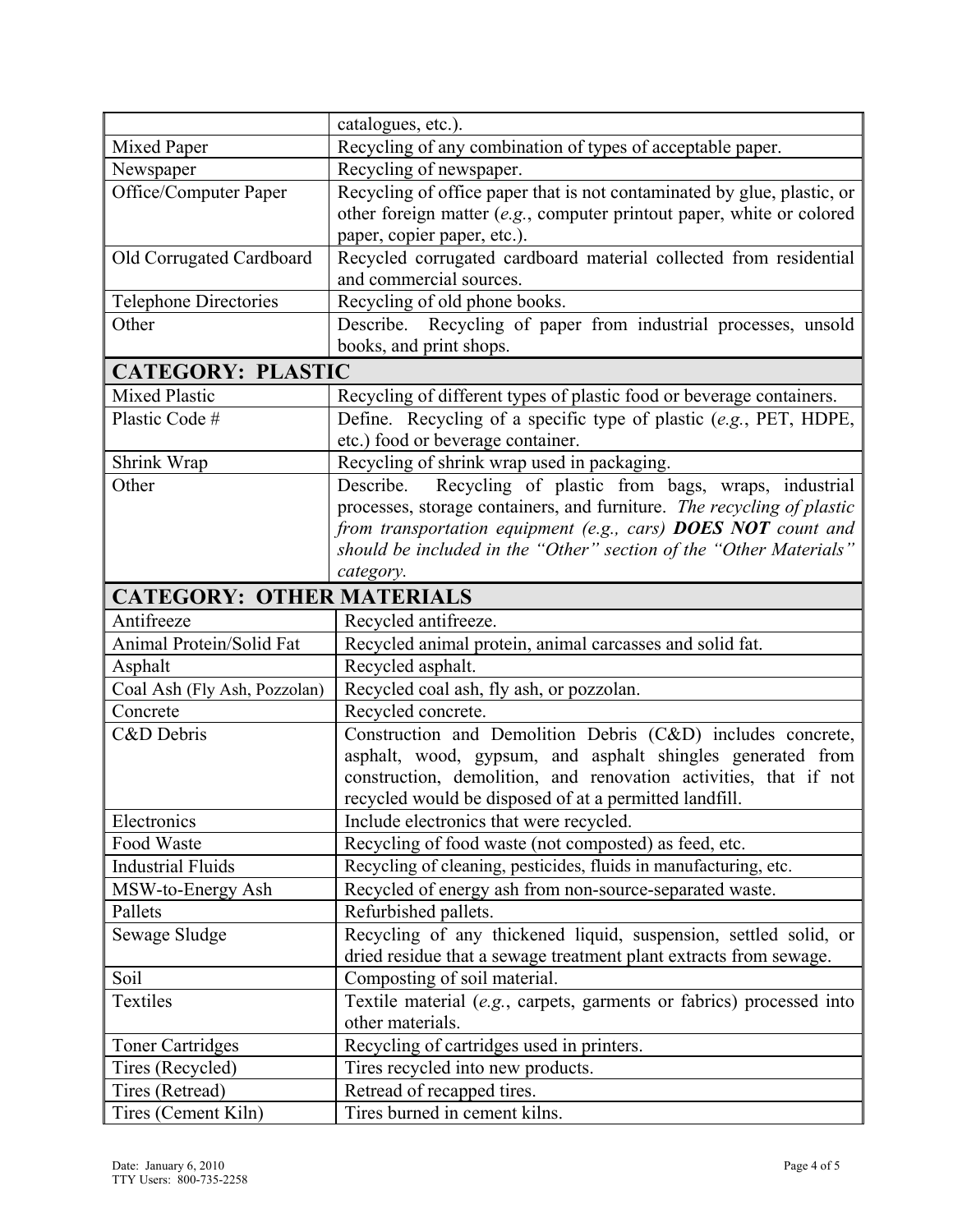| | |
|---|---|
| | catalogues, etc.). |
| Mixed Paper | Recycling of any combination of types of acceptable paper. |
| Newspaper | Recycling of newspaper. |
| Office/Computer Paper | Recycling of office paper that is not contaminated by glue, plastic, or other foreign matter (*e.g.*, computer printout paper, white or colored paper, copier paper, etc.). |
| Old Corrugated Cardboard | Recycled corrugated cardboard material collected from residential and commercial sources. |
| Telephone Directories | Recycling of old phone books. |
| Other | Describe. Recycling of paper from industrial processes, unsold books, and print shops. |
| **CATEGORY: PLASTIC** | |
| Mixed Plastic | Recycling of different types of plastic food or beverage containers. |
| Plastic Code # | Define. Recycling of a specific type of plastic (*e.g.*, PET, HDPE, etc.) food or beverage container. |
| Shrink Wrap | Recycling of shrink wrap used in packaging. |
| Other | Describe. Recycling of plastic from bags, wraps, industrial processes, storage containers, and furniture. *The recycling of plastic from transportation equipment (e.g., cars)* ***DOES NOT*** *count and should be included in the "Other" section of the "Other Materials" category.* |
| **CATEGORY: OTHER MATERIALS** | |
| Antifreeze | Recycled antifreeze. |
| Animal Protein/Solid Fat | Recycled animal protein, animal carcasses and solid fat. |
| Asphalt | Recycled asphalt. |
| Coal Ash (Fly Ash, Pozzolan) | Recycled coal ash, fly ash, or pozzolan. |
| Concrete | Recycled concrete. |
| C&D Debris | Construction and Demolition Debris (C&D) includes concrete, asphalt, wood, gypsum, and asphalt shingles generated from construction, demolition, and renovation activities, that if not recycled would be disposed of at a permitted landfill. |
| Electronics | Include electronics that were recycled. |
| Food Waste | Recycling of food waste (not composted) as feed, etc. |
| Industrial Fluids | Recycling of cleaning, pesticides, fluids in manufacturing, etc. |
| MSW-to-Energy Ash | Recycled of energy ash from non-source-separated waste. |
| Pallets | Refurbished pallets. |
| Sewage Sludge | Recycling of any thickened liquid, suspension, settled solid, or dried residue that a sewage treatment plant extracts from sewage. |
| Soil | Composting of soil material. |
| Textiles | Textile material (*e.g.*, carpets, garments or fabrics) processed into other materials. |
| Toner Cartridges | Recycling of cartridges used in printers. |
| Tires (Recycled) | Tires recycled into new products. |
| Tires (Retread) | Retread of recapped tires. |
| Tires (Cement Kiln) | Tires burned in cement kilns. |

Date: January 6, 2010
TTY Users: 800-735-2258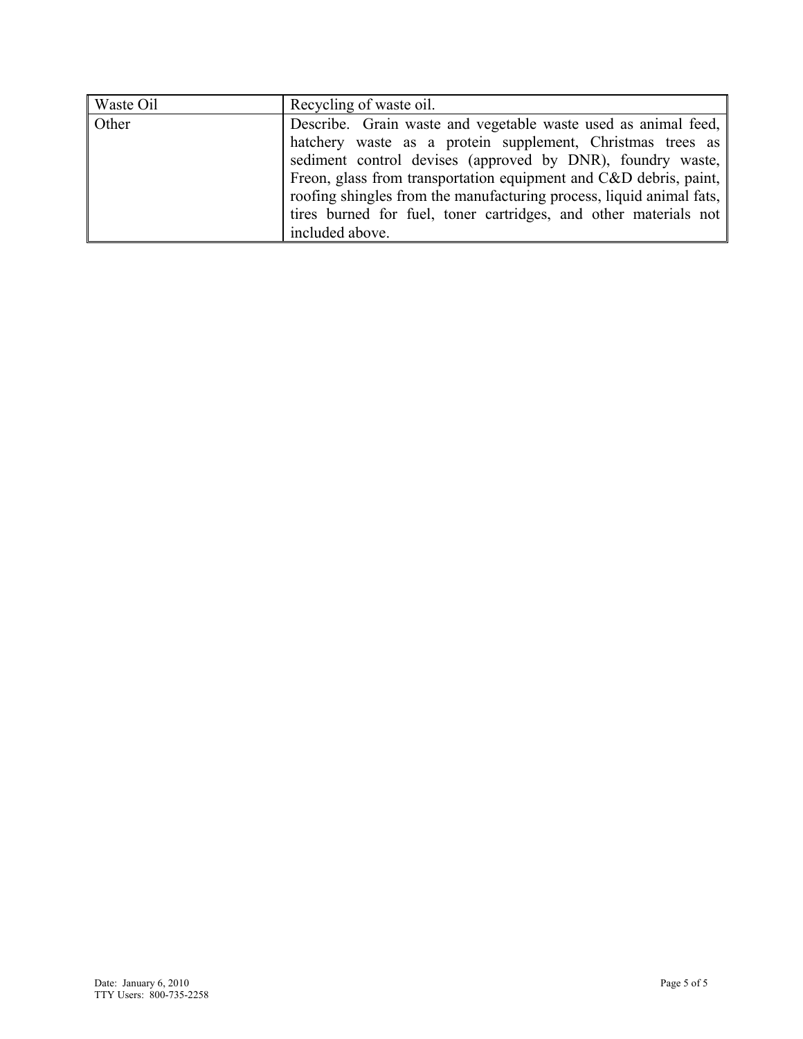| | |
|---|---|
| Waste Oil | Recycling of waste oil. |
| Other | Describe. Grain waste and vegetable waste used as animal feed, hatchery waste as a protein supplement, Christmas trees as sediment control devises (approved by DNR), foundry waste, Freon, glass from transportation equipment and C&D debris, paint, roofing shingles from the manufacturing process, liquid animal fats, tires burned for fuel, toner cartridges, and other materials not included above. |

Date: January 6, 2010
TTY Users: 800-735-2258